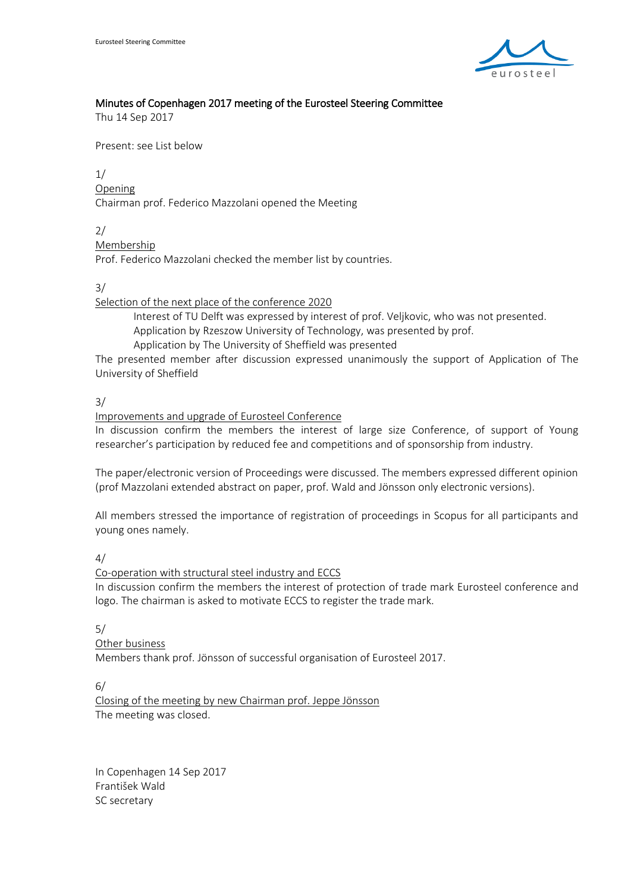# Minutes of Copenhagen 2017 meeting of the Eurosteel Steering Committee

Thu 14 Sep 2017

Present: see List below

1/

Opening

Chairman prof. Federico Mazzolani opened the Meeting

2/

Membership

Prof. Federico Mazzolani checked the member list by countries.

3/

Selection of the next place of the conference 2020

Interest of TU Delft was expressed by interest of prof. Veljkovic, who was not presented.
Application by Rzeszow University of Technology, was presented by prof.
Application by The University of Sheffield was presented

The presented member after discussion expressed unanimously the support of Application of The University of Sheffield

3/

Improvements and upgrade of Eurosteel Conference

In discussion confirm the members the interest of large size Conference, of support of Young researcher's participation by reduced fee and competitions and of sponsorship from industry.

The paper/electronic version of Proceedings were discussed. The members expressed different opinion (prof Mazzolani extended abstract on paper, prof. Wald and Jönsson only electronic versions).

All members stressed the importance of registration of proceedings in Scopus for all participants and young ones namely.

4/

Co-operation with structural steel industry and ECCS

In discussion confirm the members the interest of protection of trade mark Eurosteel conference and logo. The chairman is asked to motivate ECCS to register the trade mark.

5/

Other business

Members thank prof. Jönsson of successful organisation of Eurosteel 2017.

6/

Closing of the meeting by new Chairman prof. Jeppe Jönsson

The meeting was closed.

In Copenhagen 14 Sep 2017
František Wald
SC secretary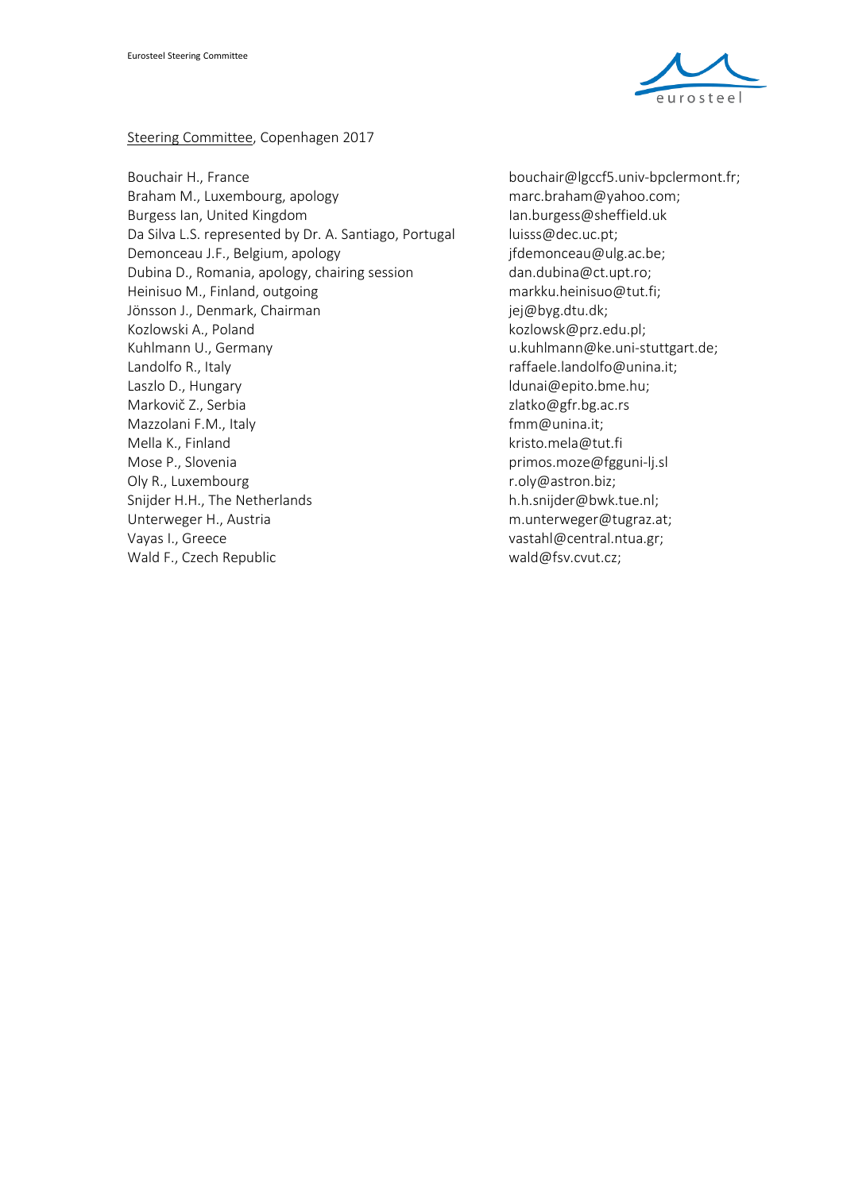Steering Committee, Copenhagen 2017

| | |
|---|---|
| Bouchair H., France | bouchair@lgccf5.univ-bpclermont.fr; |
| Braham M., Luxembourg, apology | marc.braham@yahoo.com; |
| Burgess Ian, United Kingdom | Ian.burgess@sheffield.uk |
| Da Silva L.S. represented by Dr. A. Santiago, Portugal | luisss@dec.uc.pt; |
| Demonceau J.F., Belgium, apology | jfdemonceau@ulg.ac.be; |
| Dubina D., Romania, apology, chairing session | dan.dubina@ct.upt.ro; |
| Heinisuo M., Finland, outgoing | markku.heinisuo@tut.fi; |
| Jönsson J., Denmark, Chairman | jej@byg.dtu.dk; |
| Kozlowski A., Poland | kozlowsk@prz.edu.pl; |
| Kuhlmann U., Germany | u.kuhlmann@ke.uni-stuttgart.de; |
| Landolfo R., Italy | raffaele.landolfo@unina.it; |
| Laszlo D., Hungary | ldunai@epito.bme.hu; |
| Markovič Z., Serbia | zlatko@gfr.bg.ac.rs |
| Mazzolani F.M., Italy | fmm@unina.it; |
| Mella K., Finland | kristo.mela@tut.fi |
| Mose P., Slovenia | primos.moze@fgguni-lj.sl |
| Oly R., Luxembourg | r.oly@astron.biz; |
| Snijder H.H., The Netherlands | h.h.snijder@bwk.tue.nl; |
| Unterweger H., Austria | m.unterweger@tugraz.at; |
| Vayas I., Greece | vastahl@central.ntua.gr; |
| Wald F., Czech Republic | wald@fsv.cvut.cz; |